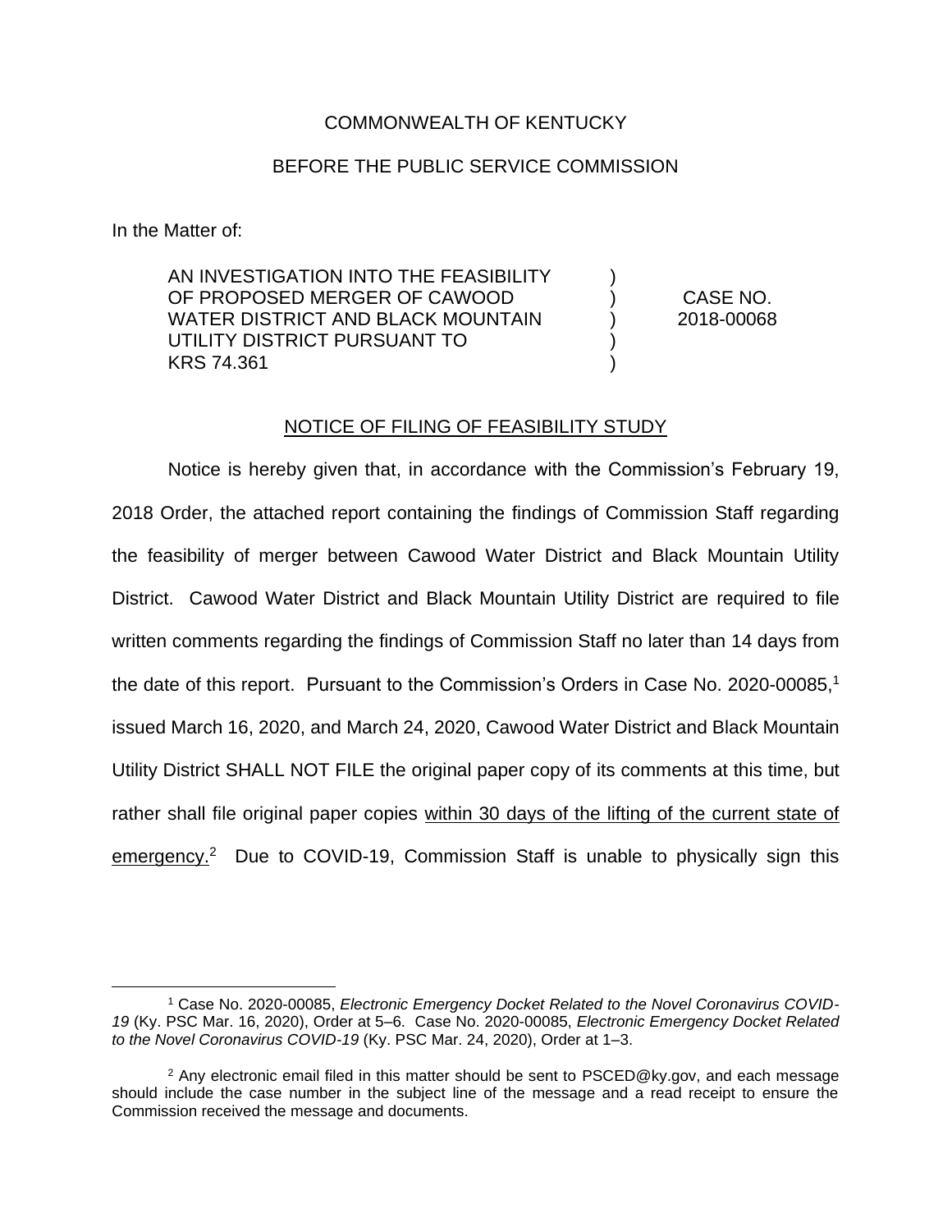COMMONWEALTH OF KENTUCKY

BEFORE THE PUBLIC SERVICE COMMISSION

In the Matter of:

| | | |
|---|---|---|
| AN INVESTIGATION INTO THE FEASIBILITY OF PROPOSED MERGER OF CAWOOD WATER DISTRICT AND BLACK MOUNTAIN UTILITY DISTRICT PURSUANT TO KRS 74.361 | ) | CASE NO. 2018-00068 |

NOTICE OF FILING OF FEASIBILITY STUDY

Notice is hereby given that, in accordance with the Commission's February 19, 2018 Order, the attached report containing the findings of Commission Staff regarding the feasibility of merger between Cawood Water District and Black Mountain Utility District. Cawood Water District and Black Mountain Utility District are required to file written comments regarding the findings of Commission Staff no later than 14 days from the date of this report. Pursuant to the Commission's Orders in Case No. 2020-00085,[1] issued March 16, 2020, and March 24, 2020, Cawood Water District and Black Mountain Utility District SHALL NOT FILE the original paper copy of its comments at this time, but rather shall file original paper copies within 30 days of the lifting of the current state of emergency.[2] Due to COVID-19, Commission Staff is unable to physically sign this

[1] Case No. 2020-00085, *Electronic Emergency Docket Related to the Novel Coronavirus COVID-19* (Ky. PSC Mar. 16, 2020), Order at 5–6. Case No. 2020-00085, *Electronic Emergency Docket Related to the Novel Coronavirus COVID-19* (Ky. PSC Mar. 24, 2020), Order at 1–3.

[2] Any electronic email filed in this matter should be sent to PSCED@ky.gov, and each message should include the case number in the subject line of the message and a read receipt to ensure the Commission received the message and documents.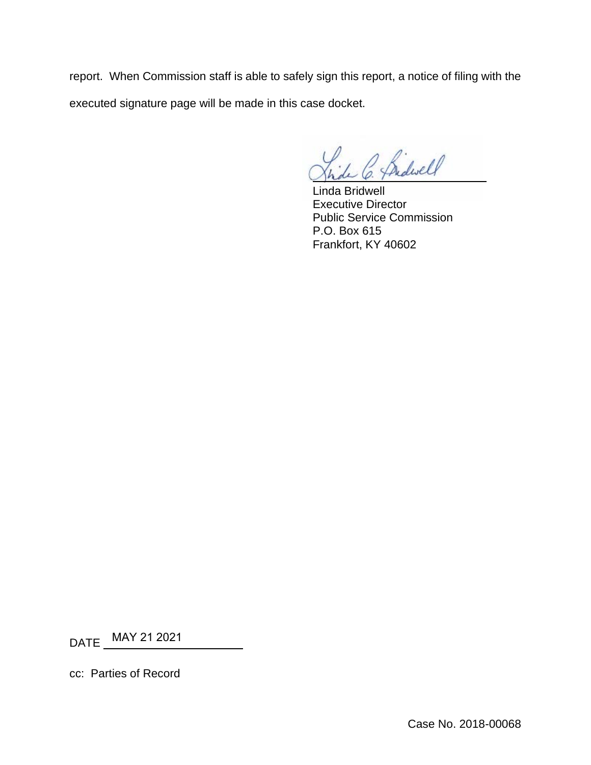report. When Commission staff is able to safely sign this report, a notice of filing with the executed signature page will be made in this case docket.

Linda Bridwell
Executive Director
Public Service Commission
P.O. Box 615
Frankfort, KY 40602

DATE MAY 21 2021

cc: Parties of Record

Case No. 2018-00068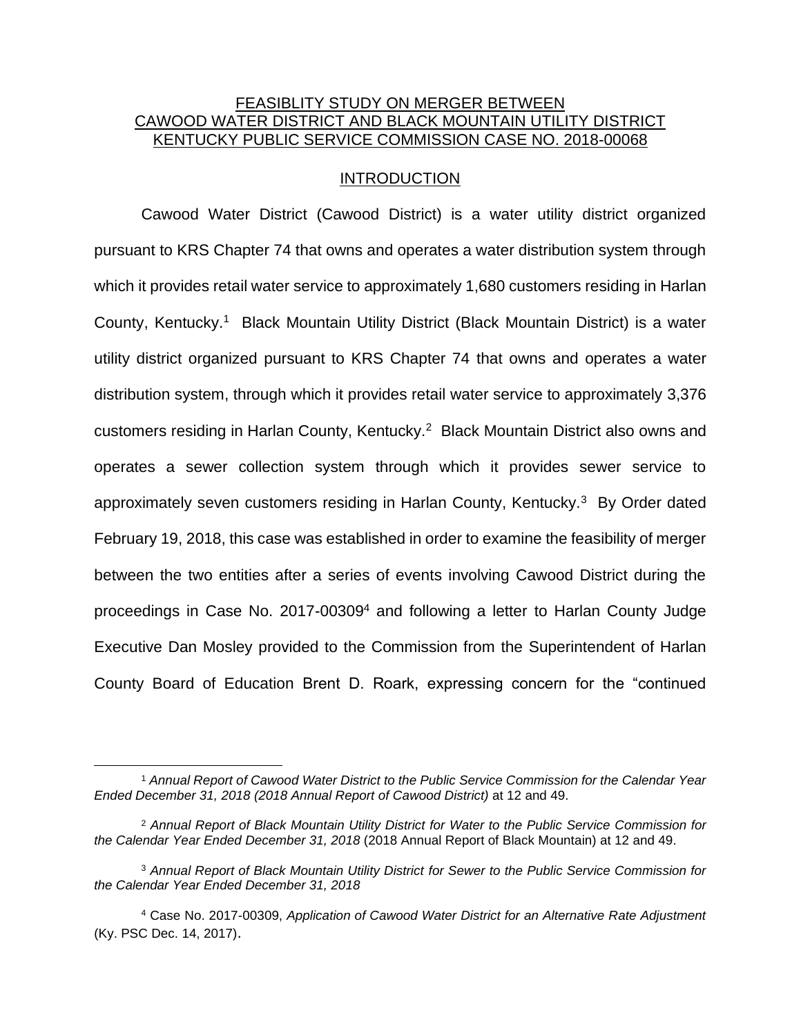FEASIBLITY STUDY ON MERGER BETWEEN
CAWOOD WATER DISTRICT AND BLACK MOUNTAIN UTILITY DISTRICT
KENTUCKY PUBLIC SERVICE COMMISSION CASE NO. 2018-00068

## INTRODUCTION

Cawood Water District (Cawood District) is a water utility district organized pursuant to KRS Chapter 74 that owns and operates a water distribution system through which it provides retail water service to approximately 1,680 customers residing in Harlan County, Kentucky.[1] Black Mountain Utility District (Black Mountain District) is a water utility district organized pursuant to KRS Chapter 74 that owns and operates a water distribution system, through which it provides retail water service to approximately 3,376 customers residing in Harlan County, Kentucky.[2] Black Mountain District also owns and operates a sewer collection system through which it provides sewer service to approximately seven customers residing in Harlan County, Kentucky.[3] By Order dated February 19, 2018, this case was established in order to examine the feasibility of merger between the two entities after a series of events involving Cawood District during the proceedings in Case No. 2017-00309[4] and following a letter to Harlan County Judge Executive Dan Mosley provided to the Commission from the Superintendent of Harlan County Board of Education Brent D. Roark, expressing concern for the "continued

---

[1] *Annual Report of Cawood Water District to the Public Service Commission for the Calendar Year Ended December 31, 2018 (2018 Annual Report of Cawood District)* at 12 and 49.

[2] *Annual Report of Black Mountain Utility District for Water to the Public Service Commission for the Calendar Year Ended December 31, 2018* (2018 Annual Report of Black Mountain) at 12 and 49.

[3] *Annual Report of Black Mountain Utility District for Sewer to the Public Service Commission for the Calendar Year Ended December 31, 2018*

[4] Case No. 2017-00309, *Application of Cawood Water District for an Alternative Rate Adjustment* (Ky. PSC Dec. 14, 2017).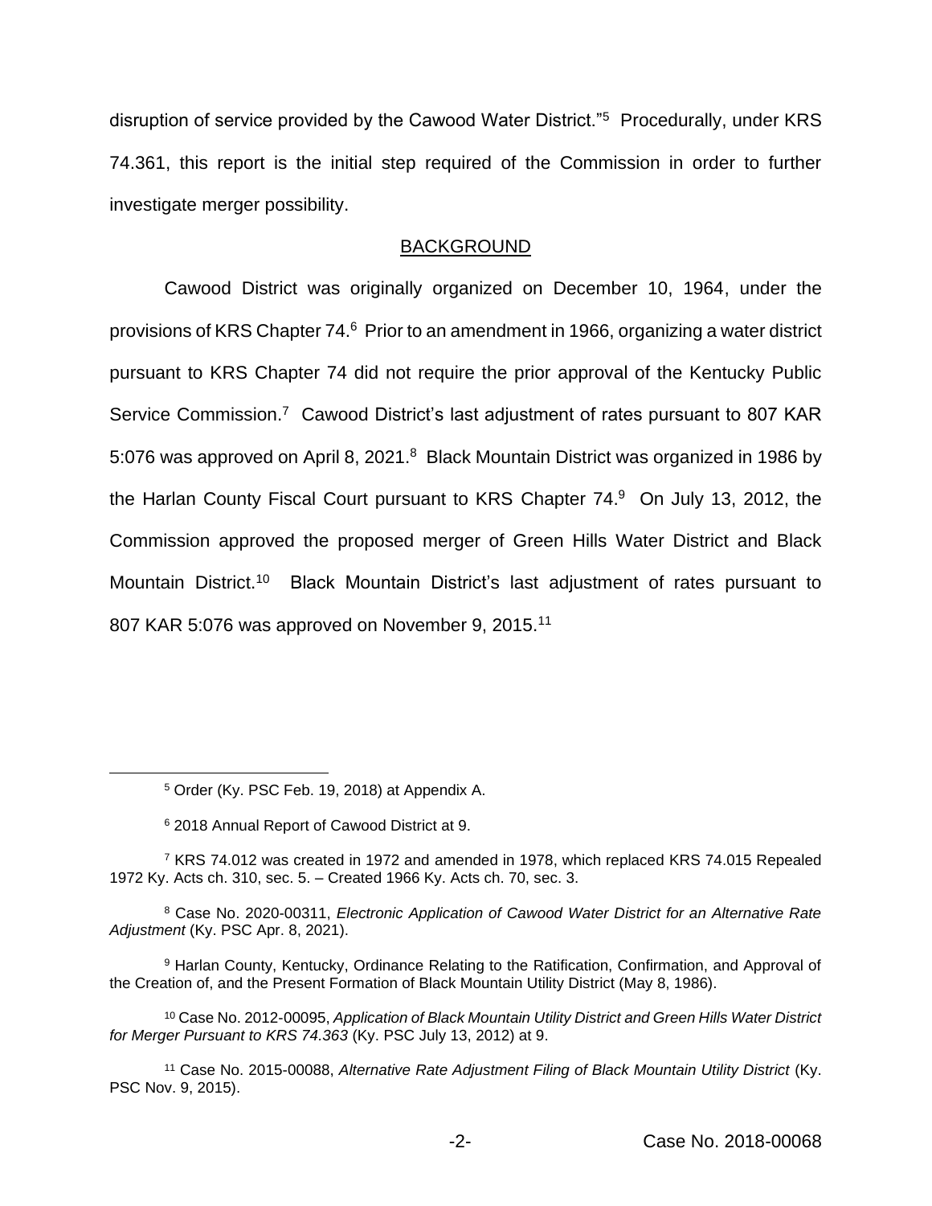disruption of service provided by the Cawood Water District."[5] Procedurally, under KRS 74.361, this report is the initial step required of the Commission in order to further investigate merger possibility.

## BACKGROUND

Cawood District was originally organized on December 10, 1964, under the provisions of KRS Chapter 74.[6] Prior to an amendment in 1966, organizing a water district pursuant to KRS Chapter 74 did not require the prior approval of the Kentucky Public Service Commission.[7] Cawood District's last adjustment of rates pursuant to 807 KAR 5:076 was approved on April 8, 2021.[8] Black Mountain District was organized in 1986 by the Harlan County Fiscal Court pursuant to KRS Chapter 74.[9] On July 13, 2012, the Commission approved the proposed merger of Green Hills Water District and Black Mountain District.[10] Black Mountain District's last adjustment of rates pursuant to 807 KAR 5:076 was approved on November 9, 2015.[11]

---

[5] Order (Ky. PSC Feb. 19, 2018) at Appendix A.

[6] 2018 Annual Report of Cawood District at 9.

[7] KRS 74.012 was created in 1972 and amended in 1978, which replaced KRS 74.015 Repealed 1972 Ky. Acts ch. 310, sec. 5. – Created 1966 Ky. Acts ch. 70, sec. 3.

[8] Case No. 2020-00311, *Electronic Application of Cawood Water District for an Alternative Rate Adjustment* (Ky. PSC Apr. 8, 2021).

[9] Harlan County, Kentucky, Ordinance Relating to the Ratification, Confirmation, and Approval of the Creation of, and the Present Formation of Black Mountain Utility District (May 8, 1986).

[10] Case No. 2012-00095, *Application of Black Mountain Utility District and Green Hills Water District for Merger Pursuant to KRS 74.363* (Ky. PSC July 13, 2012) at 9.

[11] Case No. 2015-00088, *Alternative Rate Adjustment Filing of Black Mountain Utility District* (Ky. PSC Nov. 9, 2015).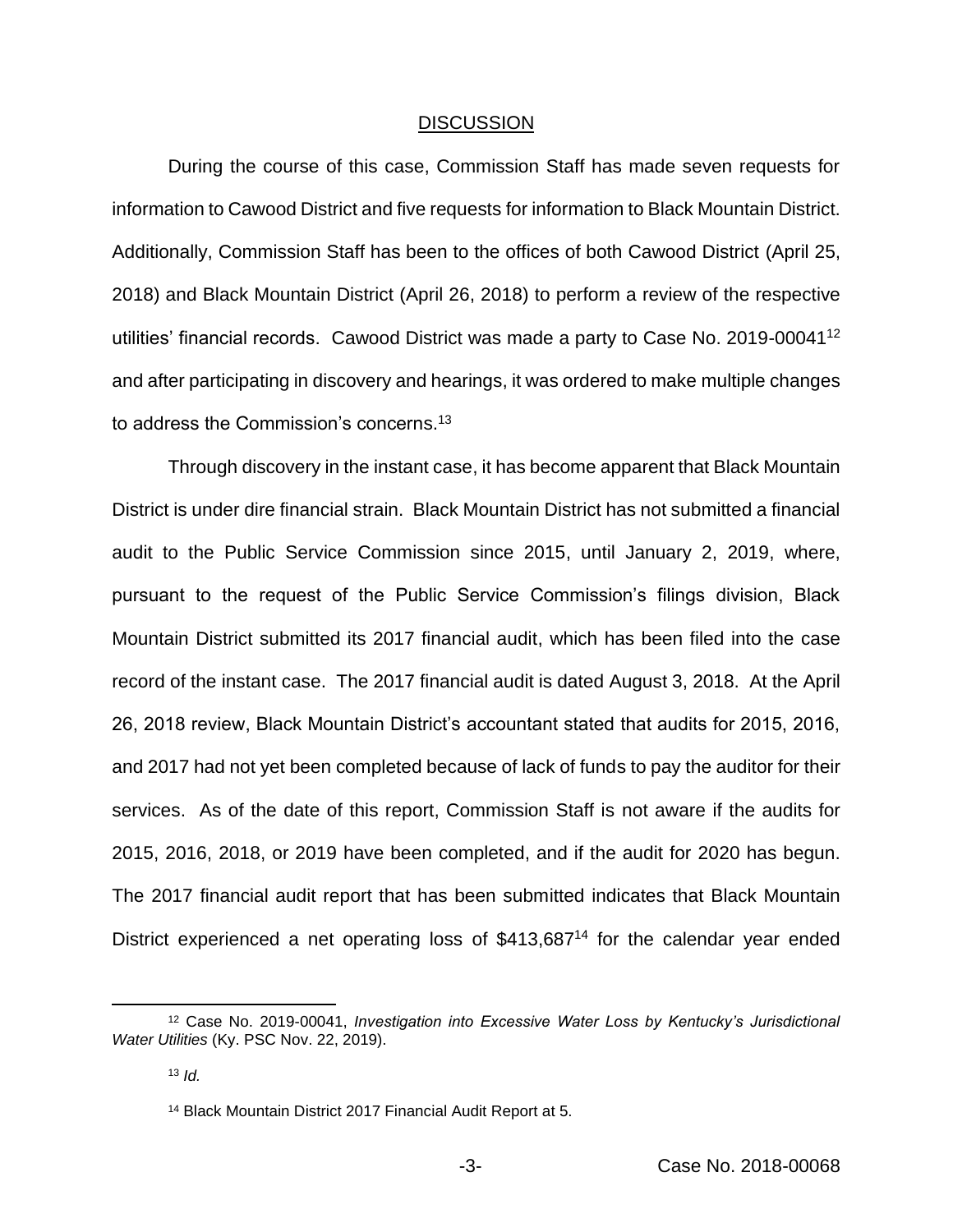## DISCUSSION

During the course of this case, Commission Staff has made seven requests for information to Cawood District and five requests for information to Black Mountain District. Additionally, Commission Staff has been to the offices of both Cawood District (April 25, 2018) and Black Mountain District (April 26, 2018) to perform a review of the respective utilities' financial records. Cawood District was made a party to Case No. 2019-00041[12] and after participating in discovery and hearings, it was ordered to make multiple changes to address the Commission's concerns.[13]

Through discovery in the instant case, it has become apparent that Black Mountain District is under dire financial strain. Black Mountain District has not submitted a financial audit to the Public Service Commission since 2015, until January 2, 2019, where, pursuant to the request of the Public Service Commission's filings division, Black Mountain District submitted its 2017 financial audit, which has been filed into the case record of the instant case. The 2017 financial audit is dated August 3, 2018. At the April 26, 2018 review, Black Mountain District's accountant stated that audits for 2015, 2016, and 2017 had not yet been completed because of lack of funds to pay the auditor for their services. As of the date of this report, Commission Staff is not aware if the audits for 2015, 2016, 2018, or 2019 have been completed, and if the audit for 2020 has begun. The 2017 financial audit report that has been submitted indicates that Black Mountain District experienced a net operating loss of $413,687[14] for the calendar year ended

---

[12] Case No. 2019-00041, *Investigation into Excessive Water Loss by Kentucky's Jurisdictional Water Utilities* (Ky. PSC Nov. 22, 2019).

[13] *Id.*

[14] Black Mountain District 2017 Financial Audit Report at 5.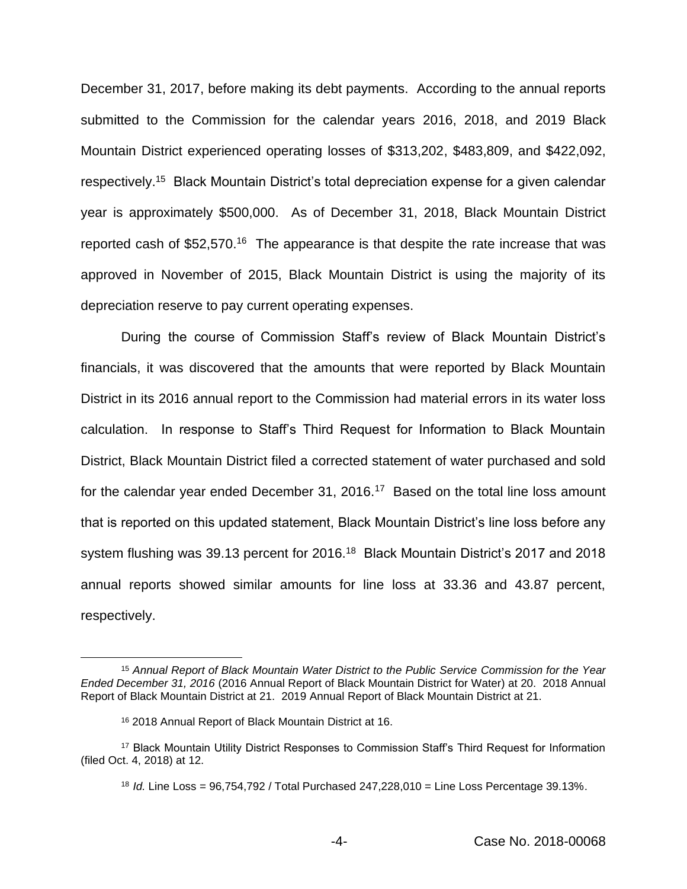December 31, 2017, before making its debt payments. According to the annual reports submitted to the Commission for the calendar years 2016, 2018, and 2019 Black Mountain District experienced operating losses of $313,202, $483,809, and $422,092, respectively.[15] Black Mountain District's total depreciation expense for a given calendar year is approximately $500,000. As of December 31, 2018, Black Mountain District reported cash of $52,570.[16] The appearance is that despite the rate increase that was approved in November of 2015, Black Mountain District is using the majority of its depreciation reserve to pay current operating expenses.

During the course of Commission Staff's review of Black Mountain District's financials, it was discovered that the amounts that were reported by Black Mountain District in its 2016 annual report to the Commission had material errors in its water loss calculation. In response to Staff's Third Request for Information to Black Mountain District, Black Mountain District filed a corrected statement of water purchased and sold for the calendar year ended December 31, 2016.[17] Based on the total line loss amount that is reported on this updated statement, Black Mountain District's line loss before any system flushing was 39.13 percent for 2016.[18] Black Mountain District's 2017 and 2018 annual reports showed similar amounts for line loss at 33.36 and 43.87 percent, respectively.

---

[15] *Annual Report of Black Mountain Water District to the Public Service Commission for the Year Ended December 31, 2016* (2016 Annual Report of Black Mountain District for Water) at 20. 2018 Annual Report of Black Mountain District at 21. 2019 Annual Report of Black Mountain District at 21.

[16] 2018 Annual Report of Black Mountain District at 16.

[17] Black Mountain Utility District Responses to Commission Staff's Third Request for Information (filed Oct. 4, 2018) at 12.

[18] *Id.* Line Loss = 96,754,792 / Total Purchased 247,228,010 = Line Loss Percentage 39.13%.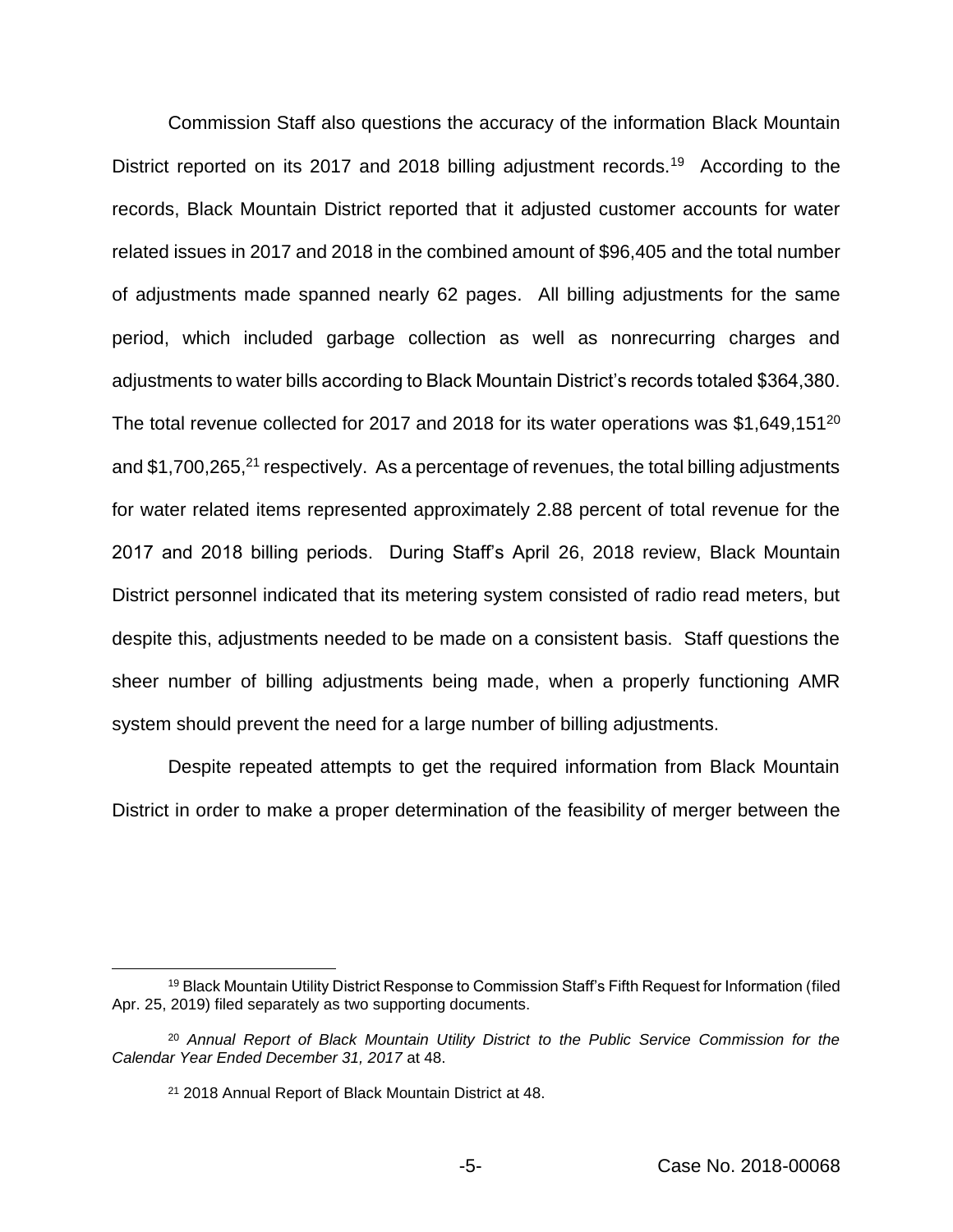Commission Staff also questions the accuracy of the information Black Mountain District reported on its 2017 and 2018 billing adjustment records.[19] According to the records, Black Mountain District reported that it adjusted customer accounts for water related issues in 2017 and 2018 in the combined amount of $96,405 and the total number of adjustments made spanned nearly 62 pages. All billing adjustments for the same period, which included garbage collection as well as nonrecurring charges and adjustments to water bills according to Black Mountain District's records totaled $364,380. The total revenue collected for 2017 and 2018 for its water operations was $1,649,151[20] and $1,700,265,[21] respectively. As a percentage of revenues, the total billing adjustments for water related items represented approximately 2.88 percent of total revenue for the 2017 and 2018 billing periods. During Staff's April 26, 2018 review, Black Mountain District personnel indicated that its metering system consisted of radio read meters, but despite this, adjustments needed to be made on a consistent basis. Staff questions the sheer number of billing adjustments being made, when a properly functioning AMR system should prevent the need for a large number of billing adjustments.

Despite repeated attempts to get the required information from Black Mountain District in order to make a proper determination of the feasibility of merger between the

---

[19] Black Mountain Utility District Response to Commission Staff's Fifth Request for Information (filed Apr. 25, 2019) filed separately as two supporting documents.

[20] *Annual Report of Black Mountain Utility District to the Public Service Commission for the Calendar Year Ended December 31, 2017* at 48.

[21] 2018 Annual Report of Black Mountain District at 48.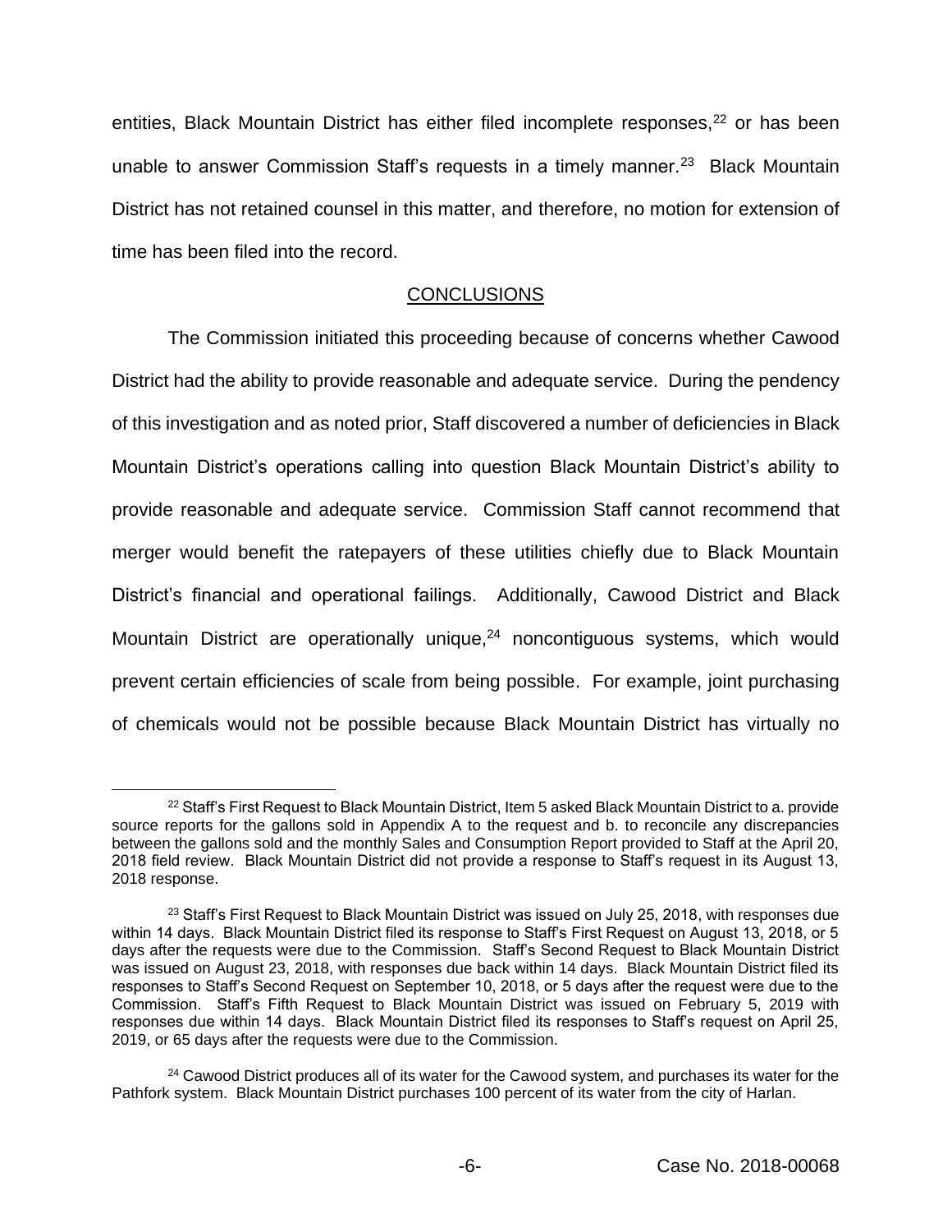entities, Black Mountain District has either filed incomplete responses,[22] or has been unable to answer Commission Staff's requests in a timely manner.[23] Black Mountain District has not retained counsel in this matter, and therefore, no motion for extension of time has been filed into the record.

## CONCLUSIONS

The Commission initiated this proceeding because of concerns whether Cawood District had the ability to provide reasonable and adequate service. During the pendency of this investigation and as noted prior, Staff discovered a number of deficiencies in Black Mountain District's operations calling into question Black Mountain District's ability to provide reasonable and adequate service. Commission Staff cannot recommend that merger would benefit the ratepayers of these utilities chiefly due to Black Mountain District's financial and operational failings. Additionally, Cawood District and Black Mountain District are operationally unique,[24] noncontiguous systems, which would prevent certain efficiencies of scale from being possible. For example, joint purchasing of chemicals would not be possible because Black Mountain District has virtually no

---

[22] Staff's First Request to Black Mountain District, Item 5 asked Black Mountain District to a. provide source reports for the gallons sold in Appendix A to the request and b. to reconcile any discrepancies between the gallons sold and the monthly Sales and Consumption Report provided to Staff at the April 20, 2018 field review. Black Mountain District did not provide a response to Staff's request in its August 13, 2018 response.

[23] Staff's First Request to Black Mountain District was issued on July 25, 2018, with responses due within 14 days. Black Mountain District filed its response to Staff's First Request on August 13, 2018, or 5 days after the requests were due to the Commission. Staff's Second Request to Black Mountain District was issued on August 23, 2018, with responses due back within 14 days. Black Mountain District filed its responses to Staff's Second Request on September 10, 2018, or 5 days after the request were due to the Commission. Staff's Fifth Request to Black Mountain District was issued on February 5, 2019 with responses due within 14 days. Black Mountain District filed its responses to Staff's request on April 25, 2019, or 65 days after the requests were due to the Commission.

[24] Cawood District produces all of its water for the Cawood system, and purchases its water for the Pathfork system. Black Mountain District purchases 100 percent of its water from the city of Harlan.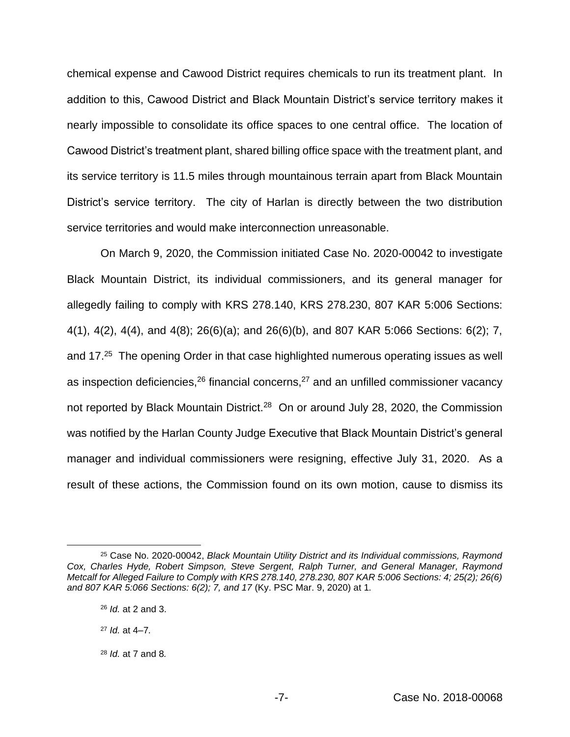chemical expense and Cawood District requires chemicals to run its treatment plant. In addition to this, Cawood District and Black Mountain District's service territory makes it nearly impossible to consolidate its office spaces to one central office. The location of Cawood District's treatment plant, shared billing office space with the treatment plant, and its service territory is 11.5 miles through mountainous terrain apart from Black Mountain District's service territory. The city of Harlan is directly between the two distribution service territories and would make interconnection unreasonable.

On March 9, 2020, the Commission initiated Case No. 2020-00042 to investigate Black Mountain District, its individual commissioners, and its general manager for allegedly failing to comply with KRS 278.140, KRS 278.230, 807 KAR 5:006 Sections: 4(1), 4(2), 4(4), and 4(8); 26(6)(a); and 26(6)(b), and 807 KAR 5:066 Sections: 6(2); 7, and 17.[25] The opening Order in that case highlighted numerous operating issues as well as inspection deficiencies,[26] financial concerns,[27] and an unfilled commissioner vacancy not reported by Black Mountain District.[28] On or around July 28, 2020, the Commission was notified by the Harlan County Judge Executive that Black Mountain District's general manager and individual commissioners were resigning, effective July 31, 2020. As a result of these actions, the Commission found on its own motion, cause to dismiss its

---

[25] Case No. 2020-00042, *Black Mountain Utility District and its Individual commissions, Raymond Cox, Charles Hyde, Robert Simpson, Steve Sergent, Ralph Turner, and General Manager, Raymond Metcalf for Alleged Failure to Comply with KRS 278.140, 278.230, 807 KAR 5:006 Sections: 4; 25(2); 26(6) and 807 KAR 5:066 Sections: 6(2); 7, and 17* (Ky. PSC Mar. 9, 2020) at 1.

[26] *Id.* at 2 and 3.

[27] *Id.* at 4–7.

[28] *Id.* at 7 and 8.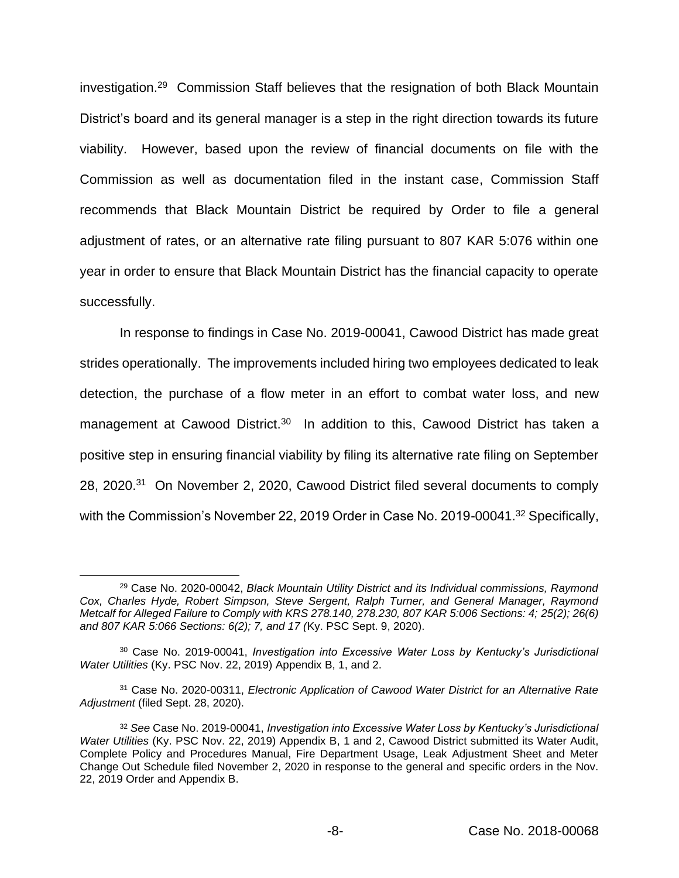investigation.[29] Commission Staff believes that the resignation of both Black Mountain District's board and its general manager is a step in the right direction towards its future viability. However, based upon the review of financial documents on file with the Commission as well as documentation filed in the instant case, Commission Staff recommends that Black Mountain District be required by Order to file a general adjustment of rates, or an alternative rate filing pursuant to 807 KAR 5:076 within one year in order to ensure that Black Mountain District has the financial capacity to operate successfully.

In response to findings in Case No. 2019-00041, Cawood District has made great strides operationally. The improvements included hiring two employees dedicated to leak detection, the purchase of a flow meter in an effort to combat water loss, and new management at Cawood District.[30] In addition to this, Cawood District has taken a positive step in ensuring financial viability by filing its alternative rate filing on September 28, 2020.[31] On November 2, 2020, Cawood District filed several documents to comply with the Commission's November 22, 2019 Order in Case No. 2019-00041.[32] Specifically,

---

[29] Case No. 2020-00042, *Black Mountain Utility District and its Individual commissions, Raymond Cox, Charles Hyde, Robert Simpson, Steve Sergent, Ralph Turner, and General Manager, Raymond Metcalf for Alleged Failure to Comply with KRS 278.140, 278.230, 807 KAR 5:006 Sections: 4; 25(2); 26(6) and 807 KAR 5:066 Sections: 6(2); 7, and 17 (*Ky. PSC Sept. 9, 2020).

[30] Case No. 2019-00041, *Investigation into Excessive Water Loss by Kentucky's Jurisdictional Water Utilities* (Ky. PSC Nov. 22, 2019) Appendix B, 1, and 2.

[31] Case No. 2020-00311, *Electronic Application of Cawood Water District for an Alternative Rate Adjustment* (filed Sept. 28, 2020).

[32] *See* Case No. 2019-00041, *Investigation into Excessive Water Loss by Kentucky's Jurisdictional Water Utilities* (Ky. PSC Nov. 22, 2019) Appendix B, 1 and 2, Cawood District submitted its Water Audit, Complete Policy and Procedures Manual, Fire Department Usage, Leak Adjustment Sheet and Meter Change Out Schedule filed November 2, 2020 in response to the general and specific orders in the Nov. 22, 2019 Order and Appendix B.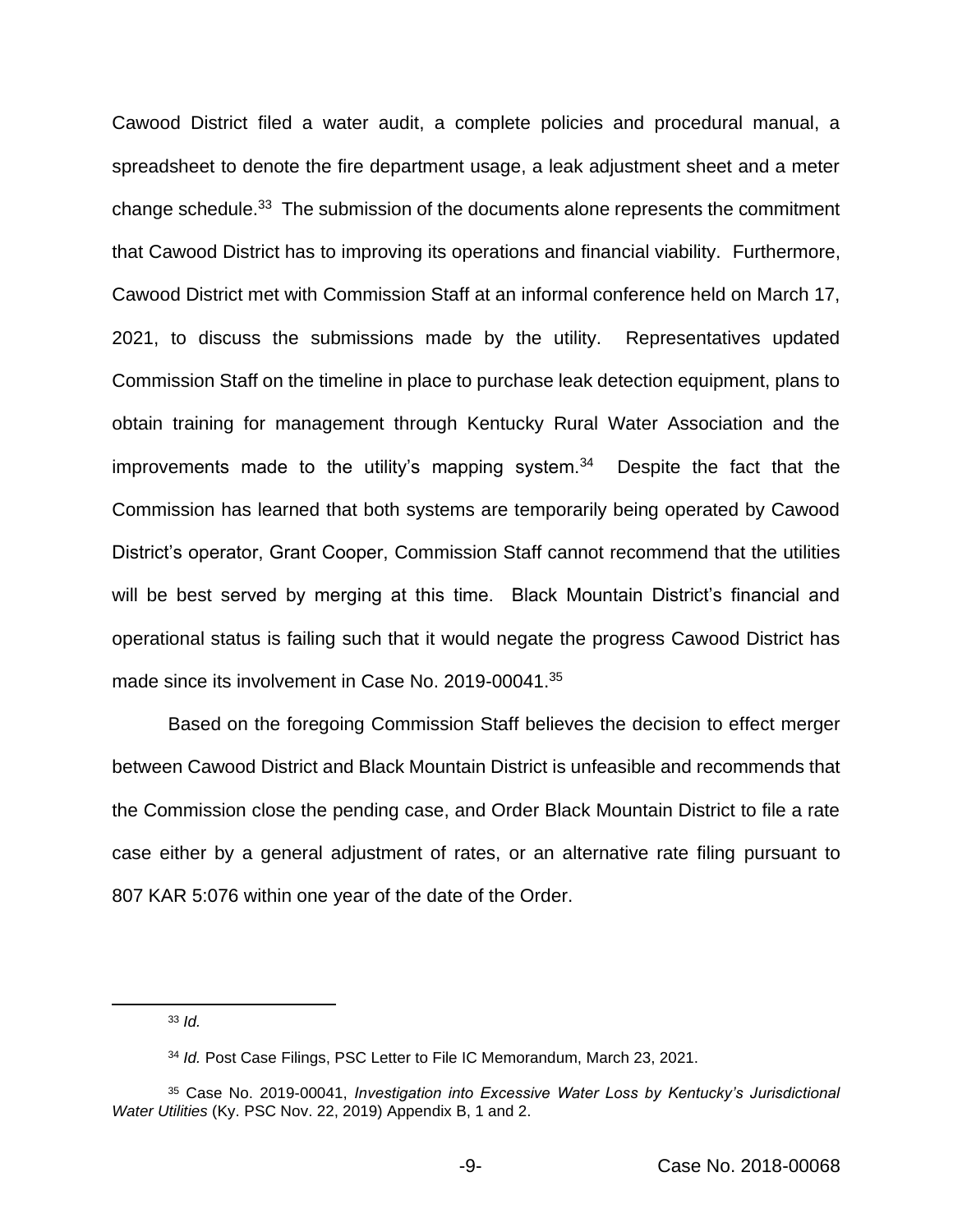Cawood District filed a water audit, a complete policies and procedural manual, a spreadsheet to denote the fire department usage, a leak adjustment sheet and a meter change schedule.[33] The submission of the documents alone represents the commitment that Cawood District has to improving its operations and financial viability. Furthermore, Cawood District met with Commission Staff at an informal conference held on March 17, 2021, to discuss the submissions made by the utility. Representatives updated Commission Staff on the timeline in place to purchase leak detection equipment, plans to obtain training for management through Kentucky Rural Water Association and the improvements made to the utility's mapping system.[34] Despite the fact that the Commission has learned that both systems are temporarily being operated by Cawood District's operator, Grant Cooper, Commission Staff cannot recommend that the utilities will be best served by merging at this time. Black Mountain District's financial and operational status is failing such that it would negate the progress Cawood District has made since its involvement in Case No. 2019-00041.[35]

Based on the foregoing Commission Staff believes the decision to effect merger between Cawood District and Black Mountain District is unfeasible and recommends that the Commission close the pending case, and Order Black Mountain District to file a rate case either by a general adjustment of rates, or an alternative rate filing pursuant to 807 KAR 5:076 within one year of the date of the Order.

---

[33] *Id.*

[34] *Id.* Post Case Filings, PSC Letter to File IC Memorandum, March 23, 2021.

[35] Case No. 2019-00041, *Investigation into Excessive Water Loss by Kentucky's Jurisdictional Water Utilities* (Ky. PSC Nov. 22, 2019) Appendix B, 1 and 2.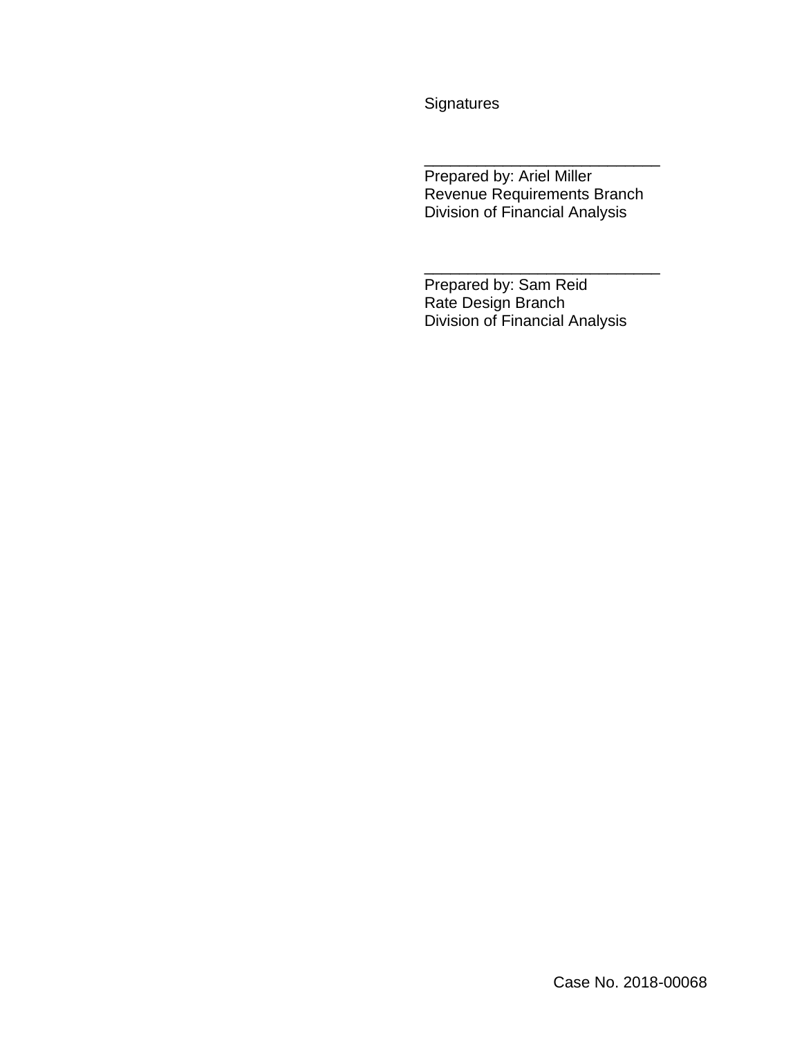Signatures

___________________________
Prepared by: Ariel Miller
Revenue Requirements Branch
Division of Financial Analysis

___________________________
Prepared by: Sam Reid
Rate Design Branch
Division of Financial Analysis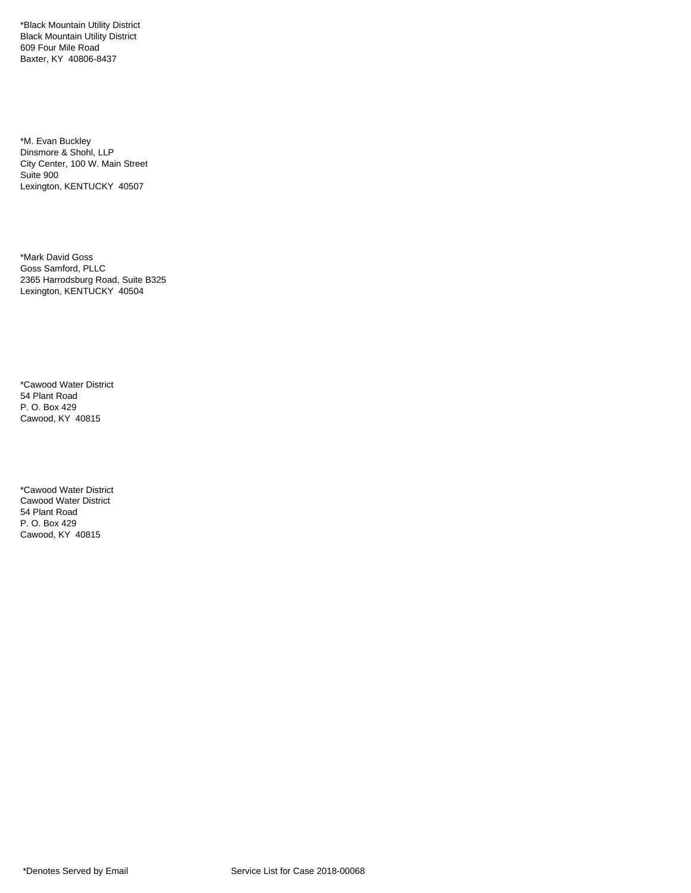*Black Mountain Utility District
Black Mountain Utility District
609 Four Mile Road
Baxter, KY  40806-8437

*M. Evan Buckley
Dinsmore & Shohl, LLP
City Center, 100 W. Main Street
Suite 900
Lexington, KENTUCKY  40507

*Mark David Goss
Goss Samford, PLLC
2365 Harrodsburg Road, Suite B325
Lexington, KENTUCKY  40504

*Cawood Water District
54 Plant Road
P. O. Box 429
Cawood, KY  40815

*Cawood Water District
Cawood Water District
54 Plant Road
P. O. Box 429
Cawood, KY  40815

*Denotes Served by Email

Service List for Case 2018-00068